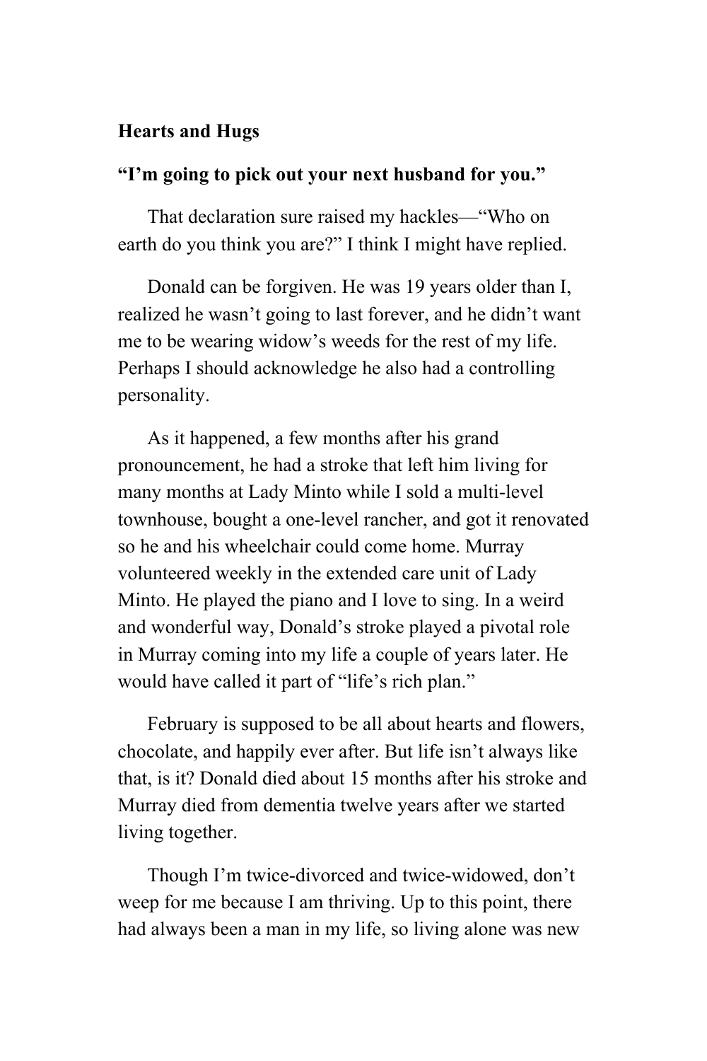**Hearts and Hugs**

**“I’m going to pick out your next husband for you.”**

That declaration sure raised my hackles—“Who on earth do you think you are?” I think I might have replied.

Donald can be forgiven. He was 19 years older than I, realized he wasn’t going to last forever, and he didn’t want me to be wearing widow’s weeds for the rest of my life. Perhaps I should acknowledge he also had a controlling personality.

As it happened, a few months after his grand pronouncement, he had a stroke that left him living for many months at Lady Minto while I sold a multi-level townhouse, bought a one-level rancher, and got it renovated so he and his wheelchair could come home. Murray volunteered weekly in the extended care unit of Lady Minto. He played the piano and I love to sing. In a weird and wonderful way, Donald’s stroke played a pivotal role in Murray coming into my life a couple of years later. He would have called it part of “life’s rich plan.”

February is supposed to be all about hearts and flowers, chocolate, and happily ever after. But life isn’t always like that, is it? Donald died about 15 months after his stroke and Murray died from dementia twelve years after we started living together.

Though I’m twice-divorced and twice-widowed, don’t weep for me because I am thriving. Up to this point, there had always been a man in my life, so living alone was new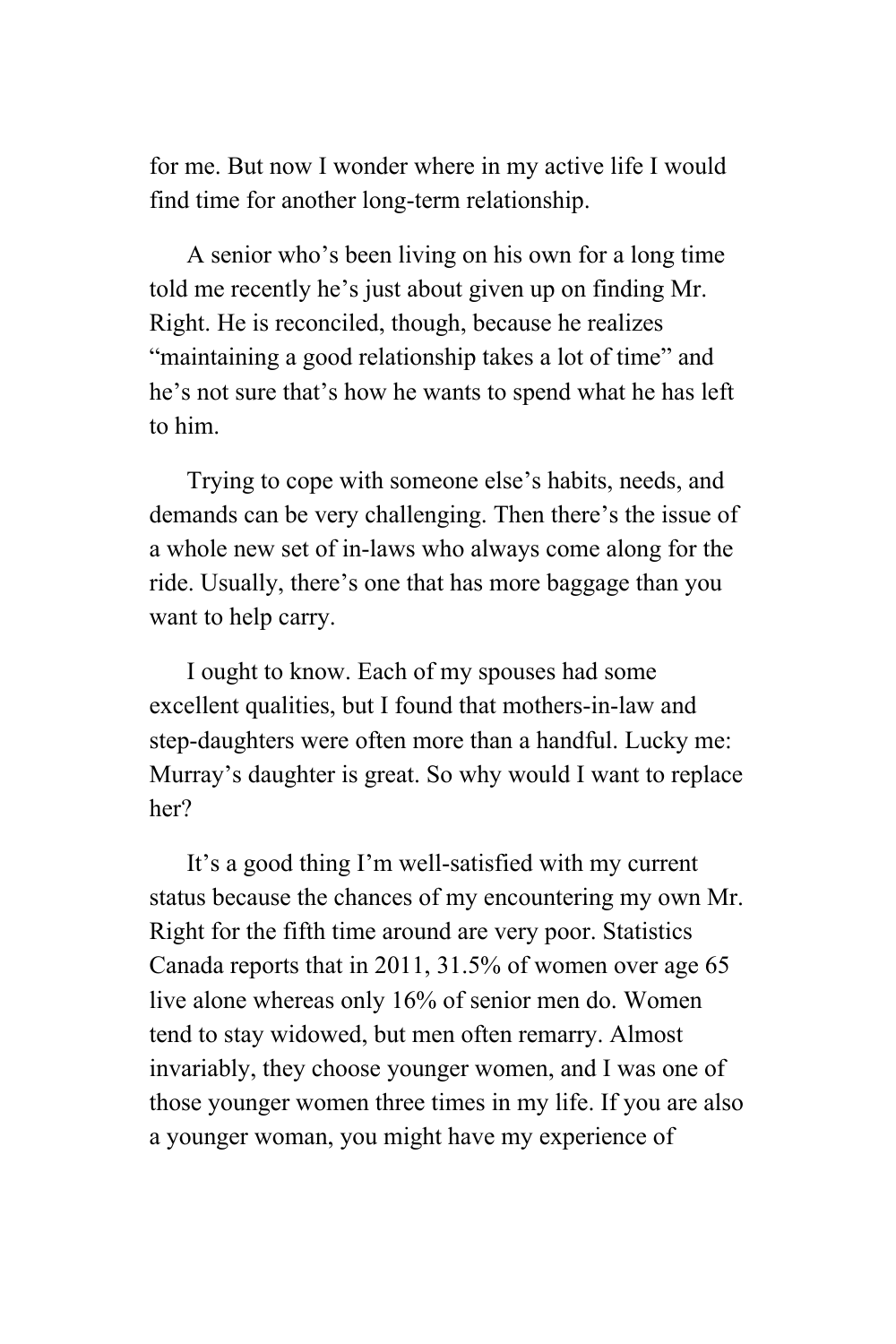for me. But now I wonder where in my active life I would find time for another long-term relationship.

A senior who's been living on his own for a long time told me recently he's just about given up on finding Mr. Right. He is reconciled, though, because he realizes "maintaining a good relationship takes a lot of time" and he's not sure that's how he wants to spend what he has left to him.

Trying to cope with someone else's habits, needs, and demands can be very challenging. Then there's the issue of a whole new set of in-laws who always come along for the ride. Usually, there's one that has more baggage than you want to help carry.

I ought to know. Each of my spouses had some excellent qualities, but I found that mothers-in-law and step-daughters were often more than a handful. Lucky me: Murray's daughter is great. So why would I want to replace her?

It's a good thing I'm well-satisfied with my current status because the chances of my encountering my own Mr. Right for the fifth time around are very poor. Statistics Canada reports that in 2011, 31.5% of women over age 65 live alone whereas only 16% of senior men do. Women tend to stay widowed, but men often remarry. Almost invariably, they choose younger women, and I was one of those younger women three times in my life. If you are also a younger woman, you might have my experience of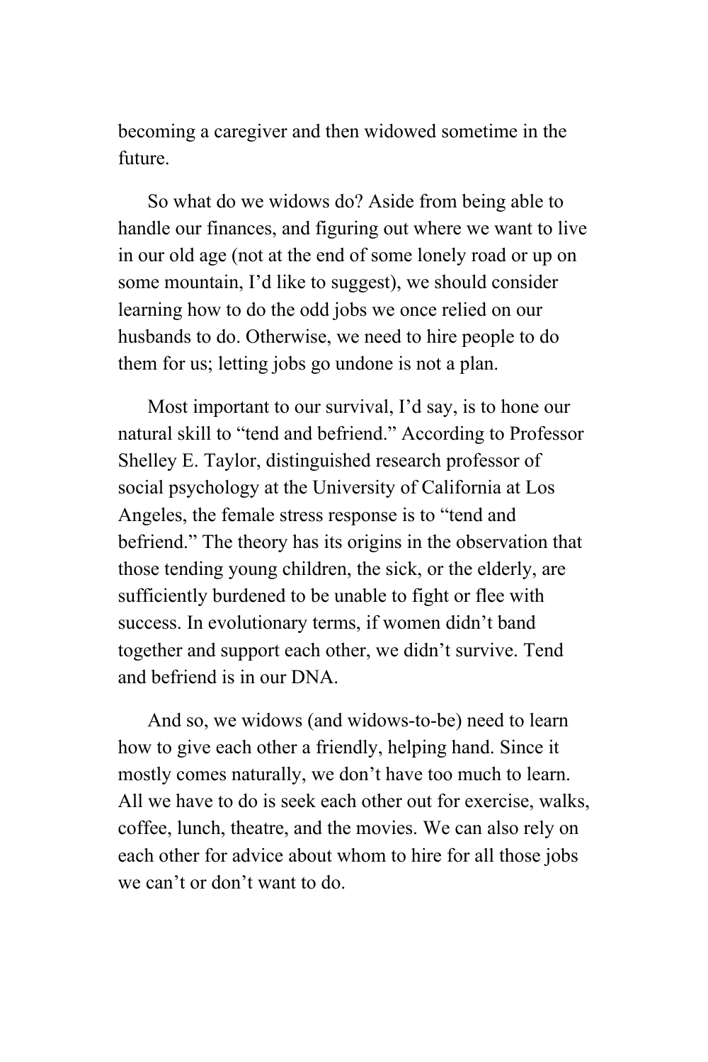becoming a caregiver and then widowed sometime in the future.

So what do we widows do? Aside from being able to handle our finances, and figuring out where we want to live in our old age (not at the end of some lonely road or up on some mountain, I'd like to suggest), we should consider learning how to do the odd jobs we once relied on our husbands to do. Otherwise, we need to hire people to do them for us; letting jobs go undone is not a plan.

Most important to our survival, I'd say, is to hone our natural skill to "tend and befriend." According to Professor Shelley E. Taylor, distinguished research professor of social psychology at the University of California at Los Angeles, the female stress response is to "tend and befriend." The theory has its origins in the observation that those tending young children, the sick, or the elderly, are sufficiently burdened to be unable to fight or flee with success. In evolutionary terms, if women didn't band together and support each other, we didn't survive. Tend and befriend is in our DNA.

And so, we widows (and widows-to-be) need to learn how to give each other a friendly, helping hand. Since it mostly comes naturally, we don't have too much to learn. All we have to do is seek each other out for exercise, walks, coffee, lunch, theatre, and the movies. We can also rely on each other for advice about whom to hire for all those jobs we can't or don't want to do.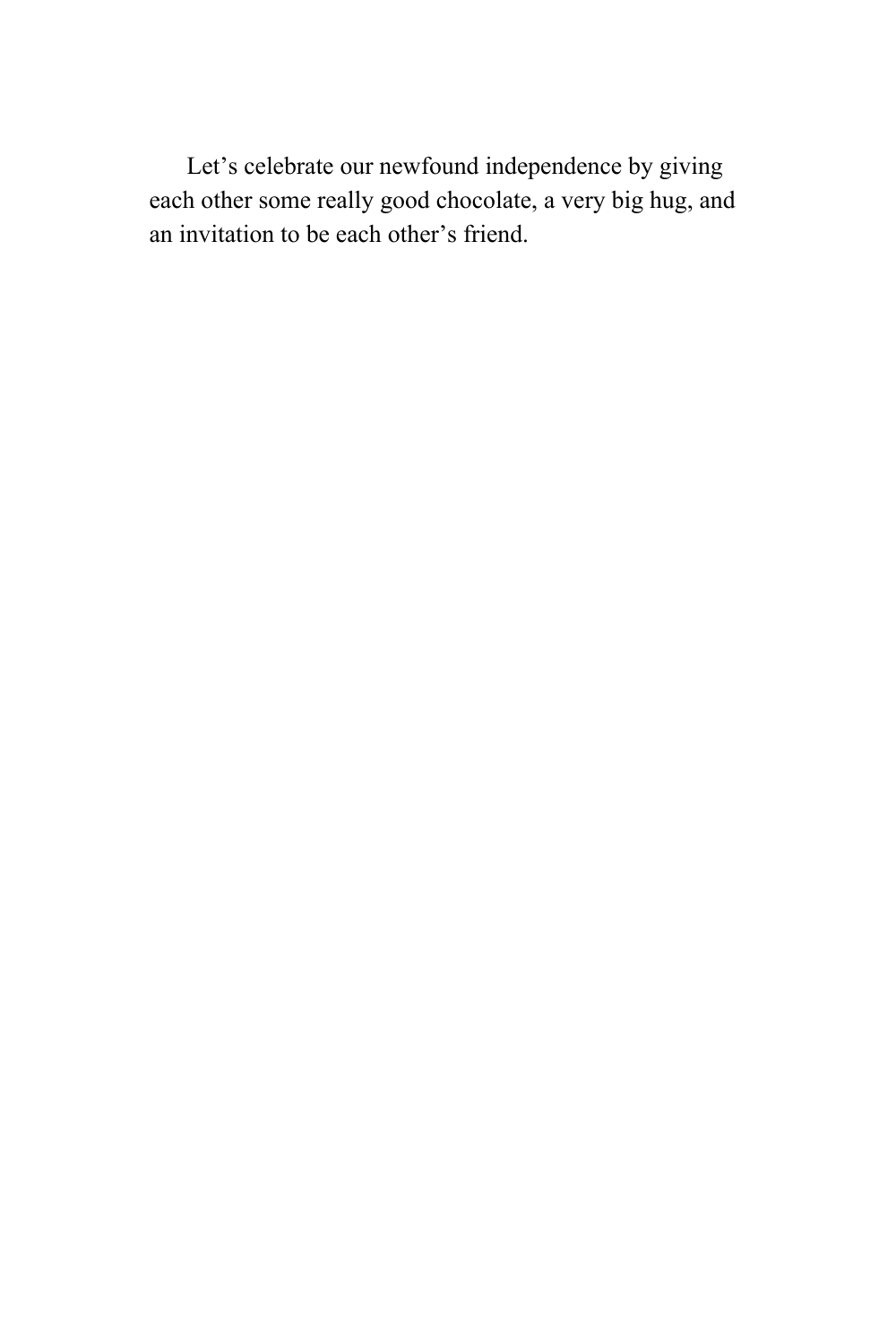Let’s celebrate our newfound independence by giving each other some really good chocolate, a very big hug, and an invitation to be each other’s friend.